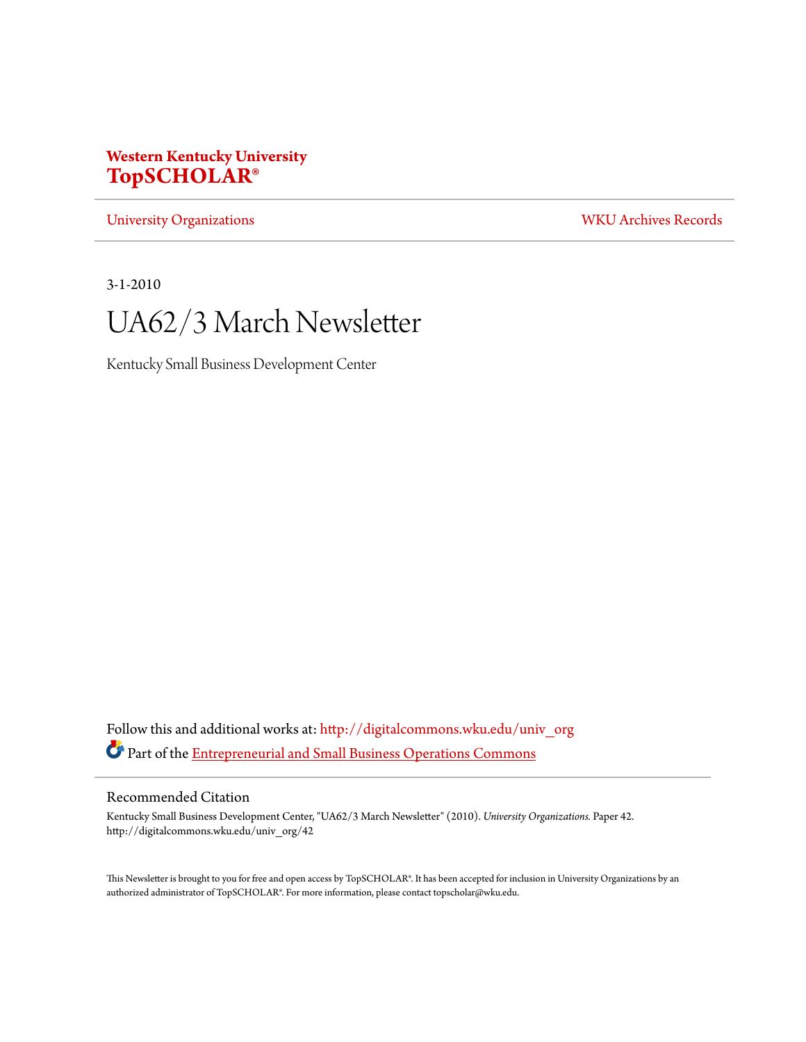**Western Kentucky University**
**TopSCHOLAR®**

University Organizations | WKU Archives Records

3-1-2010

# UA62/3 March Newsletter

Kentucky Small Business Development Center

Follow this and additional works at: http://digitalcommons.wku.edu/univ_org

Part of the Entrepreneurial and Small Business Operations Commons

## Recommended Citation

Kentucky Small Business Development Center, "UA62/3 March Newsletter" (2010). *University Organizations.* Paper 42.
http://digitalcommons.wku.edu/univ_org/42

This Newsletter is brought to you for free and open access by TopSCHOLAR®. It has been accepted for inclusion in University Organizations by an authorized administrator of TopSCHOLAR®. For more information, please contact topscholar@wku.edu.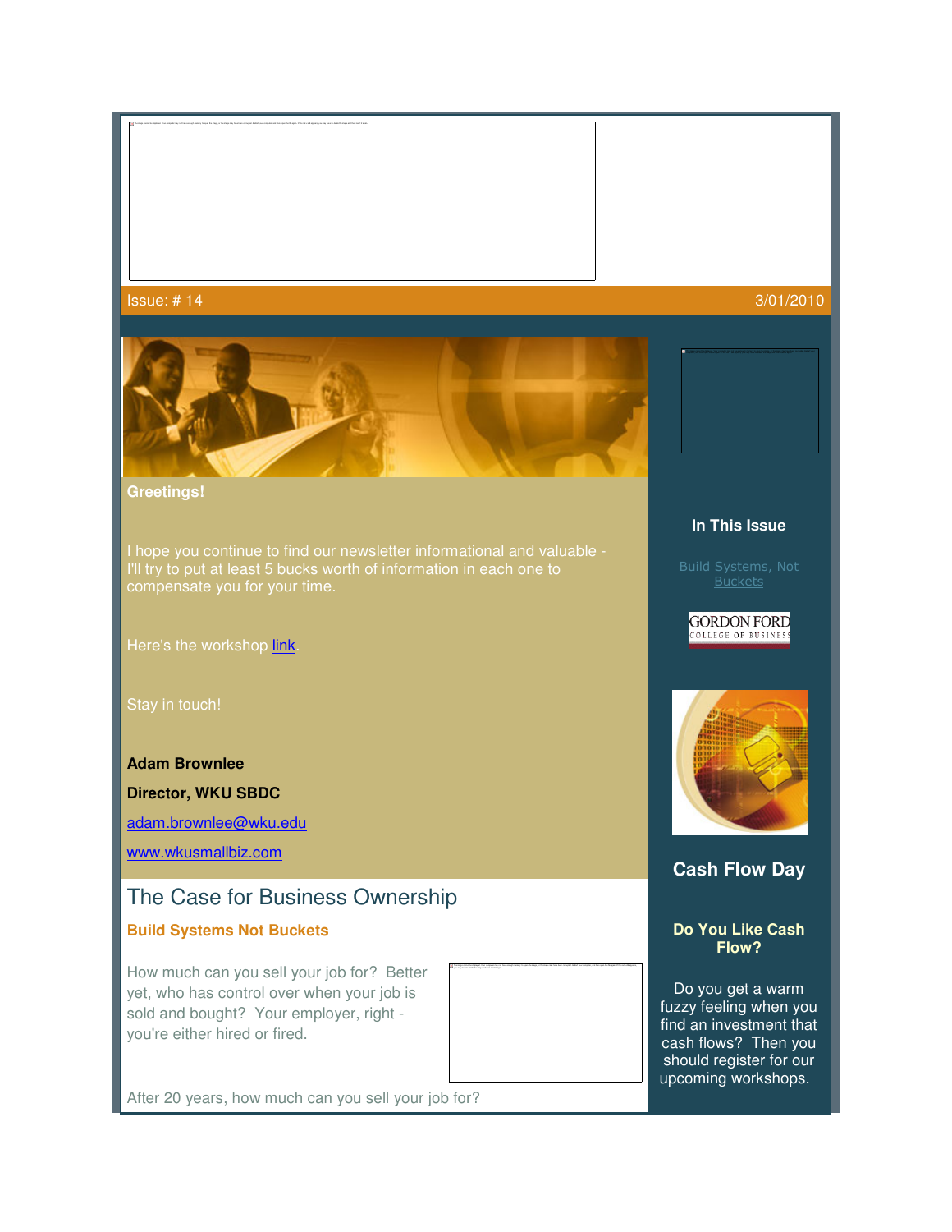Issue: # 14 3/01/2010

**Greetings!**

I hope you continue to find our newsletter informational and valuable - I'll try to put at least 5 bucks worth of information in each one to compensate you for your time.

Here's the workshop link.

Stay in touch!

**Adam Brownlee**

**Director, WKU SBDC**

adam.brownlee@wku.edu

www.wkusmallbiz.com

## The Case for Business Ownership

### Build Systems Not Buckets

How much can you sell your job for? Better yet, who has control over when your job is sold and bought? Your employer, right - you're either hired or fired.

After 20 years, how much can you sell your job for?

**In This Issue**

Build Systems, Not Buckets

GORDON FORD COLLEGE OF BUSINESS

## Cash Flow Day

### Do You Like Cash Flow?

Do you get a warm fuzzy feeling when you find an investment that cash flows? Then you should register for our upcoming workshops.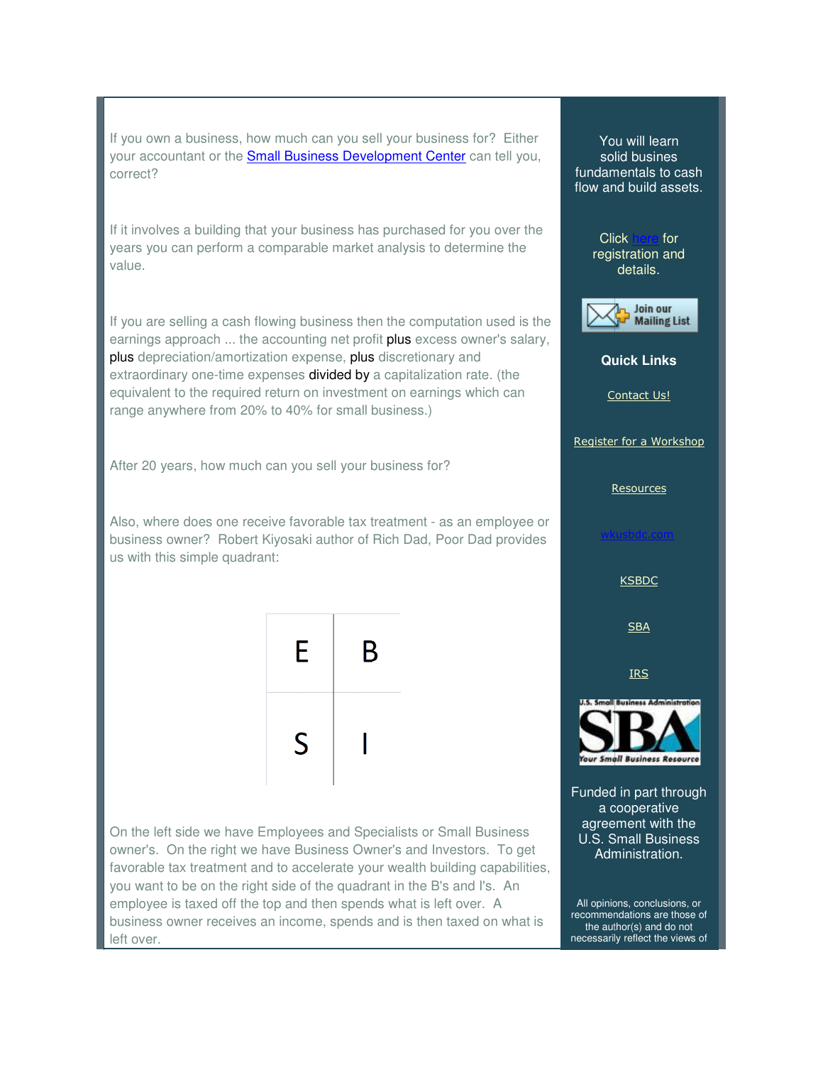If you own a business, how much can you sell your business for? Either your accountant or the Small Business Development Center can tell you, correct?

If it involves a building that your business has purchased for you over the years you can perform a comparable market analysis to determine the value.

If you are selling a cash flowing business then the computation used is the earnings approach ... the accounting net profit plus excess owner's salary, plus depreciation/amortization expense, plus discretionary and extraordinary one-time expenses divided by a capitalization rate. (the equivalent to the required return on investment on earnings which can range anywhere from 20% to 40% for small business.)

After 20 years, how much can you sell your business for?

Also, where does one receive favorable tax treatment - as an employee or business owner? Robert Kiyosaki author of Rich Dad, Poor Dad provides us with this simple quadrant:

| E | B |
|---|---|
| S | I |

On the left side we have Employees and Specialists or Small Business owner's. On the right we have Business Owner's and Investors. To get favorable tax treatment and to accelerate your wealth building capabilities, you want to be on the right side of the quadrant in the B's and I's. An employee is taxed off the top and then spends what is left over. A business owner receives an income, spends and is then taxed on what is left over.

You will learn solid busines fundamentals to cash flow and build assets.

Click here for registration and details.

Join our Mailing List

**Quick Links**

Contact Us!

Register for a Workshop

Resources

wkusbdc.com

KSBDC

SBA

IRS

Funded in part through a cooperative agreement with the U.S. Small Business Administration.

All opinions, conclusions, or recommendations are those of the author(s) and do not necessarily reflect the views of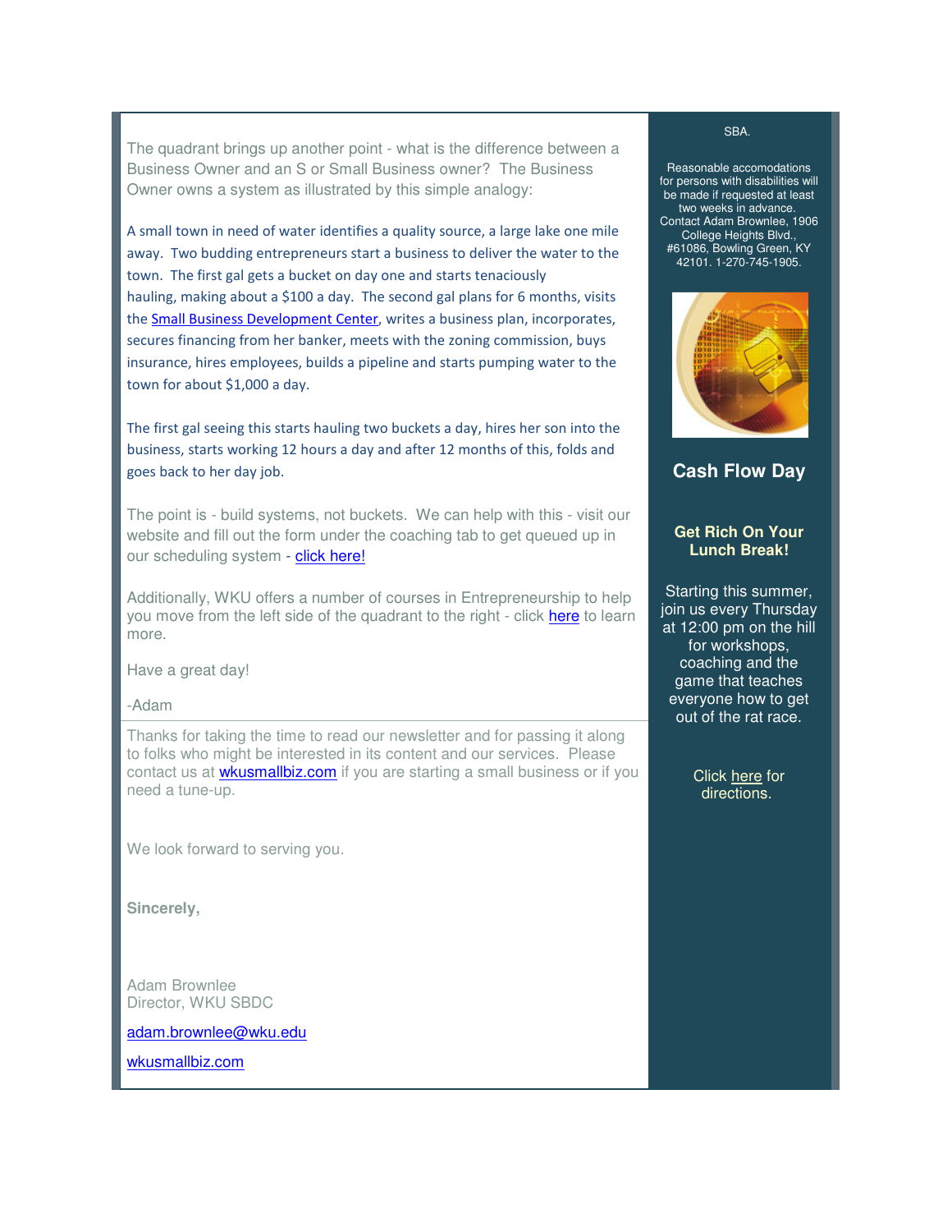The quadrant brings up another point - what is the difference between a Business Owner and an S or Small Business owner? The Business Owner owns a system as illustrated by this simple analogy:

A small town in need of water identifies a quality source, a large lake one mile away. Two budding entrepreneurs start a business to deliver the water to the town. The first gal gets a bucket on day one and starts tenaciously hauling, making about a $100 a day. The second gal plans for 6 months, visits the Small Business Development Center, writes a business plan, incorporates, secures financing from her banker, meets with the zoning commission, buys insurance, hires employees, builds a pipeline and starts pumping water to the town for about $1,000 a day.

The first gal seeing this starts hauling two buckets a day, hires her son into the business, starts working 12 hours a day and after 12 months of this, folds and goes back to her day job.

The point is - build systems, not buckets. We can help with this - visit our website and fill out the form under the coaching tab to get queued up in our scheduling system - click here!

Additionally, WKU offers a number of courses in Entrepreneurship to help you move from the left side of the quadrant to the right - click here to learn more.

Have a great day!

-Adam

Thanks for taking the time to read our newsletter and for passing it along to folks who might be interested in its content and our services. Please contact us at wkusmallbiz.com if you are starting a small business or if you need a tune-up.

We look forward to serving you.

**Sincerely,**

Adam Brownlee
Director, WKU SBDC

adam.brownlee@wku.edu

wkusmallbiz.com

SBA.

Reasonable accomodations for persons with disabilities will be made if requested at least two weeks in advance. Contact Adam Brownlee, 1906 College Heights Blvd., #61086, Bowling Green, KY 42101. 1-270-745-1905.

## Cash Flow Day

**Get Rich On Your Lunch Break!**

Starting this summer, join us every Thursday at 12:00 pm on the hill for workshops, coaching and the game that teaches everyone how to get out of the rat race.

Click here for directions.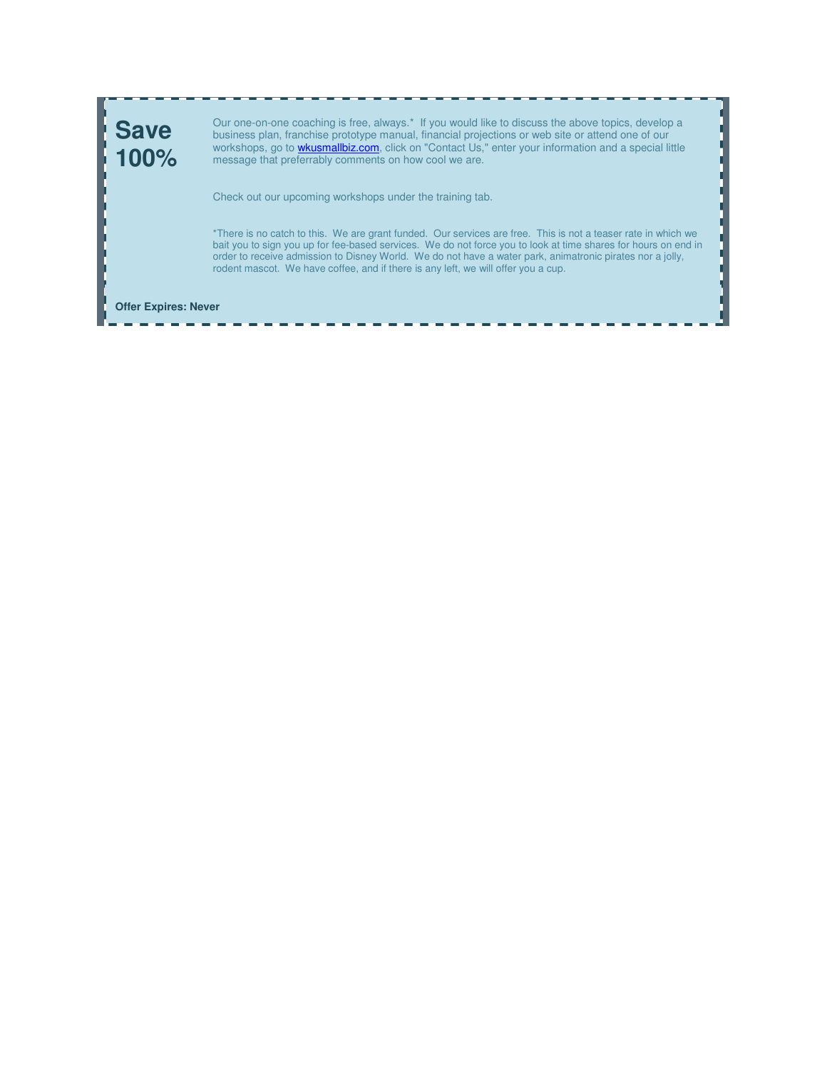**Save 100%**

Our one-on-one coaching is free, always.* If you would like to discuss the above topics, develop a business plan, franchise prototype manual, financial projections or web site or attend one of our workshops, go to [wkusmallbiz.com](http://wkusmallbiz.com), click on "Contact Us," enter your information and a special little message that preferrably comments on how cool we are.

Check out our upcoming workshops under the training tab.

*There is no catch to this. We are grant funded. Our services are free. This is not a teaser rate in which we bait you to sign you up for fee-based services. We do not force you to look at time shares for hours on end in order to receive admission to Disney World. We do not have a water park, animatronic pirates nor a jolly, rodent mascot. We have coffee, and if there is any left, we will offer you a cup.

**Offer Expires: Never**